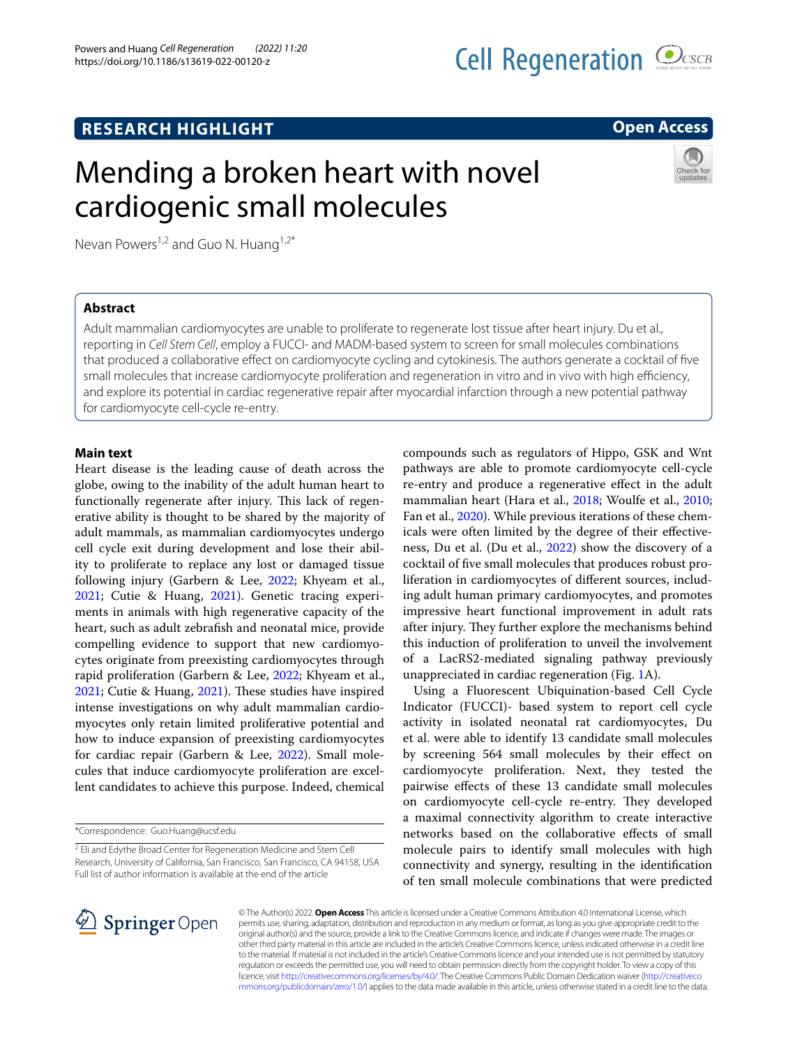## RESEARCH HIGHLIGHT

**Open Access**

# Mending a broken heart with novel cardiogenic small molecules

Nevan Powers[1,2] and Guo N. Huang[1,2*]

## Abstract

Adult mammalian cardiomyocytes are unable to proliferate to regenerate lost tissue after heart injury. Du et al., reporting in *Cell Stem Cell*, employ a FUCCI- and MADM-based system to screen for small molecules combinations that produced a collaborative effect on cardiomyocyte cycling and cytokinesis. The authors generate a cocktail of five small molecules that increase cardiomyocyte proliferation and regeneration in vitro and in vivo with high efficiency, and explore its potential in cardiac regenerative repair after myocardial infarction through a new potential pathway for cardiomyocyte cell-cycle re-entry.

## Main text

Heart disease is the leading cause of death across the globe, owing to the inability of the adult human heart to functionally regenerate after injury. This lack of regenerative ability is thought to be shared by the majority of adult mammals, as mammalian cardiomyocytes undergo cell cycle exit during development and lose their ability to proliferate to replace any lost or damaged tissue following injury (Garbern & Lee, 2022; Khyeam et al., 2021; Cutie & Huang, 2021). Genetic tracing experiments in animals with high regenerative capacity of the heart, such as adult zebrafish and neonatal mice, provide compelling evidence to support that new cardiomyocytes originate from preexisting cardiomyocytes through rapid proliferation (Garbern & Lee, 2022; Khyeam et al., 2021; Cutie & Huang, 2021). These studies have inspired intense investigations on why adult mammalian cardiomyocytes only retain limited proliferative potential and how to induce expansion of preexisting cardiomyocytes for cardiac repair (Garbern & Lee, 2022). Small molecules that induce cardiomyocyte proliferation are excellent candidates to achieve this purpose. Indeed, chemical compounds such as regulators of Hippo, GSK and Wnt pathways are able to promote cardiomyocyte cell-cycle re-entry and produce a regenerative effect in the adult mammalian heart (Hara et al., 2018; Woulfe et al., 2010; Fan et al., 2020). While previous iterations of these chemicals were often limited by the degree of their effectiveness, Du et al. (Du et al., 2022) show the discovery of a cocktail of five small molecules that produces robust proliferation in cardiomyocytes of different sources, including adult human primary cardiomyocytes, and promotes impressive heart functional improvement in adult rats after injury. They further explore the mechanisms behind this induction of proliferation to unveil the involvement of a LacRS2-mediated signaling pathway previously unappreciated in cardiac regeneration (Fig. 1A).

Using a Fluorescent Ubiquination-based Cell Cycle Indicator (FUCCI)- based system to report cell cycle activity in isolated neonatal rat cardiomyocytes, Du et al. were able to identify 13 candidate small molecules by screening 564 small molecules by their effect on cardiomyocyte proliferation. Next, they tested the pairwise effects of these 13 candidate small molecules on cardiomyocyte cell-cycle re-entry. They developed a maximal connectivity algorithm to create interactive networks based on the collaborative effects of small molecule pairs to identify small molecules with high connectivity and synergy, resulting in the identification of ten small molecule combinations that were predicted

*Correspondence: Guo.Huang@ucsf.edu

[2] Eli and Edythe Broad Center for Regeneration Medicine and Stem Cell Research, University of California, San Francisco, San Francisco, CA 94158, USA
Full list of author information is available at the end of the article

© The Author(s) 2022. **Open Access** This article is licensed under a Creative Commons Attribution 4.0 International License, which permits use, sharing, adaptation, distribution and reproduction in any medium or format, as long as you give appropriate credit to the original author(s) and the source, provide a link to the Creative Commons licence, and indicate if changes were made. The images or other third party material in this article are included in the article's Creative Commons licence, unless indicated otherwise in a credit line to the material. If material is not included in the article's Creative Commons licence and your intended use is not permitted by statutory regulation or exceeds the permitted use, you will need to obtain permission directly from the copyright holder. To view a copy of this licence, visit http://creativecommons.org/licenses/by/4.0/. The Creative Commons Public Domain Dedication waiver (http://creativecommons.org/publicdomain/zero/1.0/) applies to the data made available in this article, unless otherwise stated in a credit line to the data.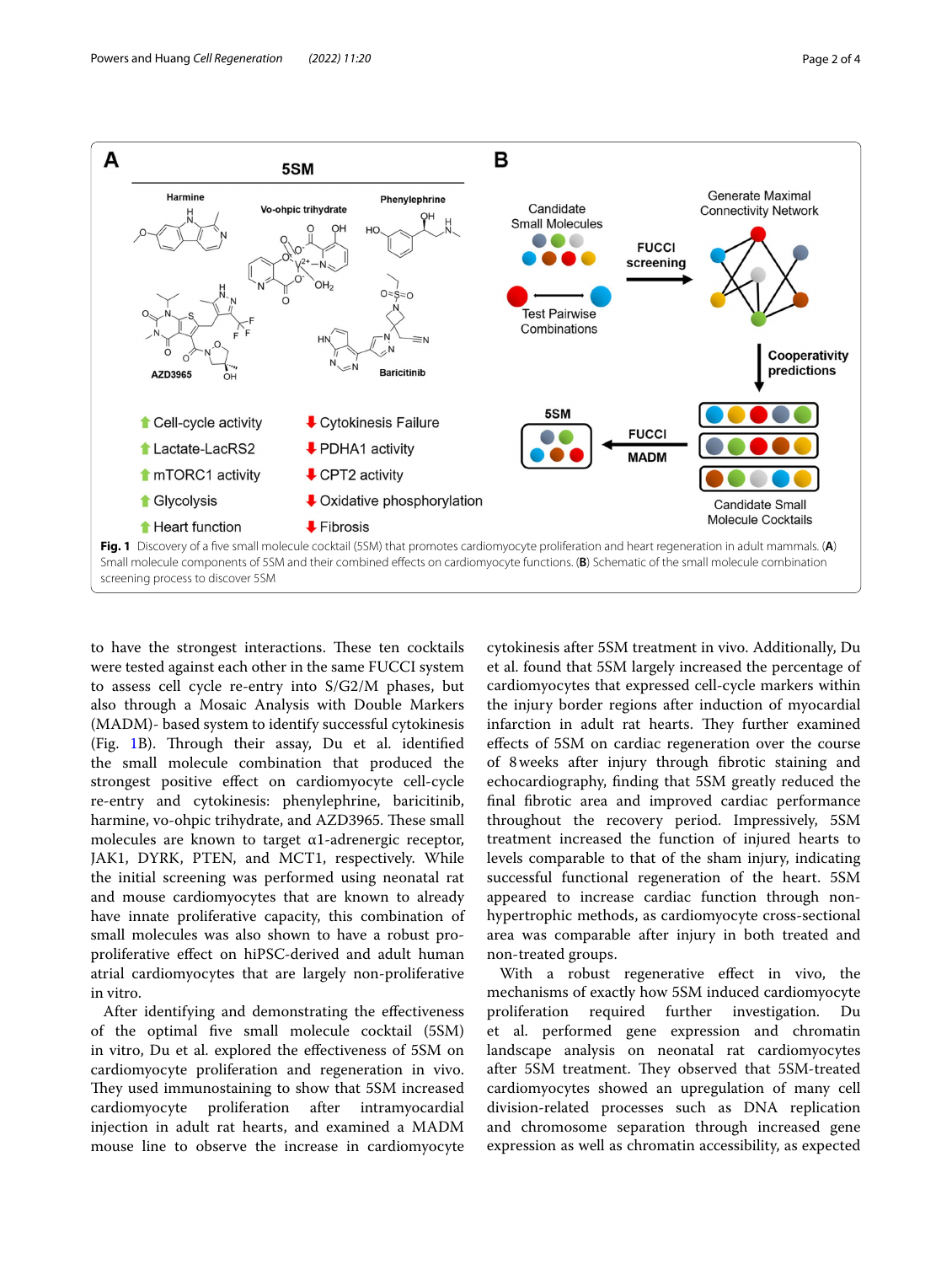**Fig. 1** Discovery of a five small molecule cocktail (5SM) that promotes cardiomyocyte proliferation and heart regeneration in adult mammals. (**A**) Small molecule components of 5SM and their combined effects on cardiomyocyte functions. (**B**) Schematic of the small molecule combination screening process to discover 5SM

to have the strongest interactions. These ten cocktails were tested against each other in the same FUCCI system to assess cell cycle re-entry into S/G2/M phases, but also through a Mosaic Analysis with Double Markers (MADM)- based system to identify successful cytokinesis (Fig. 1B). Through their assay, Du et al. identified the small molecule combination that produced the strongest positive effect on cardiomyocyte cell-cycle re-entry and cytokinesis: phenylephrine, baricitinib, harmine, vo-ohpic trihydrate, and AZD3965. These small molecules are known to target α1-adrenergic receptor, JAK1, DYRK, PTEN, and MCT1, respectively. While the initial screening was performed using neonatal rat and mouse cardiomyocytes that are known to already have innate proliferative capacity, this combination of small molecules was also shown to have a robust pro-proliferative effect on hiPSC-derived and adult human atrial cardiomyocytes that are largely non-proliferative in vitro.

After identifying and demonstrating the effectiveness of the optimal five small molecule cocktail (5SM) in vitro, Du et al. explored the effectiveness of 5SM on cardiomyocyte proliferation and regeneration in vivo. They used immunostaining to show that 5SM increased cardiomyocyte proliferation after intramyocardial injection in adult rat hearts, and examined a MADM mouse line to observe the increase in cardiomyocyte cytokinesis after 5SM treatment in vivo. Additionally, Du et al. found that 5SM largely increased the percentage of cardiomyocytes that expressed cell-cycle markers within the injury border regions after induction of myocardial infarction in adult rat hearts. They further examined effects of 5SM on cardiac regeneration over the course of 8 weeks after injury through fibrotic staining and echocardiography, finding that 5SM greatly reduced the final fibrotic area and improved cardiac performance throughout the recovery period. Impressively, 5SM treatment increased the function of injured hearts to levels comparable to that of the sham injury, indicating successful functional regeneration of the heart. 5SM appeared to increase cardiac function through non-hypertrophic methods, as cardiomyocyte cross-sectional area was comparable after injury in both treated and non-treated groups.

With a robust regenerative effect in vivo, the mechanisms of exactly how 5SM induced cardiomyocyte proliferation required further investigation. Du et al. performed gene expression and chromatin landscape analysis on neonatal rat cardiomyocytes after 5SM treatment. They observed that 5SM-treated cardiomyocytes showed an upregulation of many cell division-related processes such as DNA replication and chromosome separation through increased gene expression as well as chromatin accessibility, as expected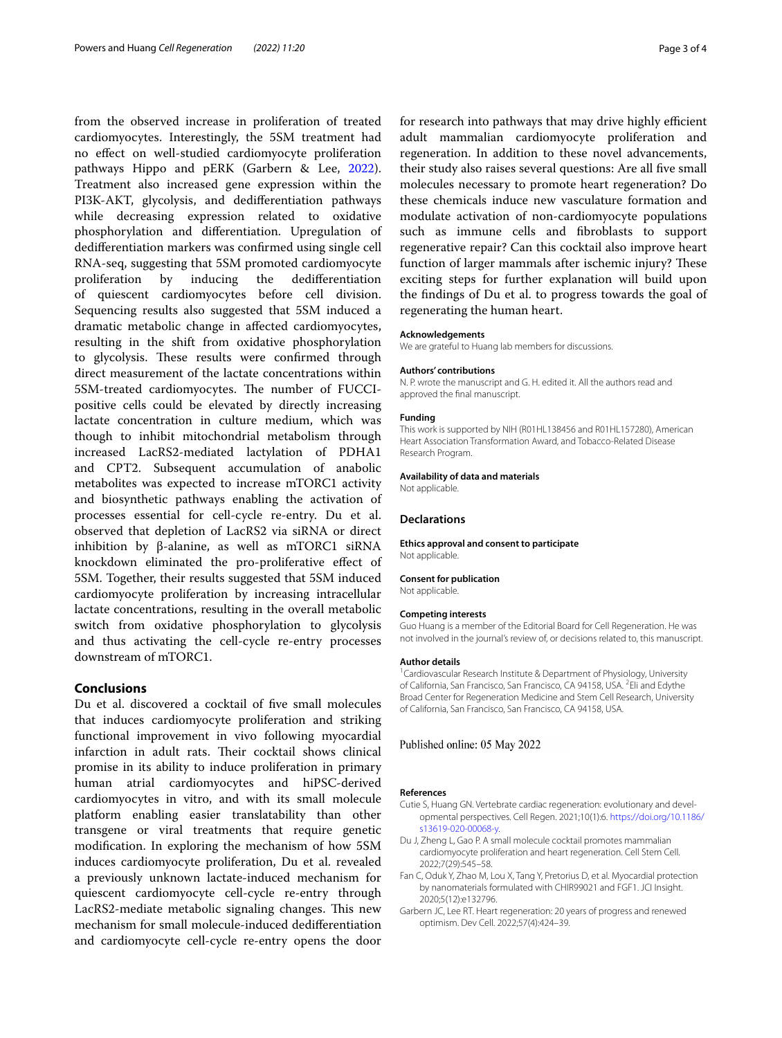from the observed increase in proliferation of treated cardiomyocytes. Interestingly, the 5SM treatment had no effect on well-studied cardiomyocyte proliferation pathways Hippo and pERK (Garbern & Lee, 2022). Treatment also increased gene expression within the PI3K-AKT, glycolysis, and dedifferentiation pathways while decreasing expression related to oxidative phosphorylation and differentiation. Upregulation of dedifferentiation markers was confirmed using single cell RNA-seq, suggesting that 5SM promoted cardiomyocyte proliferation by inducing the dedifferentiation of quiescent cardiomyocytes before cell division. Sequencing results also suggested that 5SM induced a dramatic metabolic change in affected cardiomyocytes, resulting in the shift from oxidative phosphorylation to glycolysis. These results were confirmed through direct measurement of the lactate concentrations within 5SM-treated cardiomyocytes. The number of FUCCI-positive cells could be elevated by directly increasing lactate concentration in culture medium, which was though to inhibit mitochondrial metabolism through increased LacRS2-mediated lactylation of PDHA1 and CPT2. Subsequent accumulation of anabolic metabolites was expected to increase mTORC1 activity and biosynthetic pathways enabling the activation of processes essential for cell-cycle re-entry. Du et al. observed that depletion of LacRS2 via siRNA or direct inhibition by β-alanine, as well as mTORC1 siRNA knockdown eliminated the pro-proliferative effect of 5SM. Together, their results suggested that 5SM induced cardiomyocyte proliferation by increasing intracellular lactate concentrations, resulting in the overall metabolic switch from oxidative phosphorylation to glycolysis and thus activating the cell-cycle re-entry processes downstream of mTORC1.

## Conclusions

Du et al. discovered a cocktail of five small molecules that induces cardiomyocyte proliferation and striking functional improvement in vivo following myocardial infarction in adult rats. Their cocktail shows clinical promise in its ability to induce proliferation in primary human atrial cardiomyocytes and hiPSC-derived cardiomyocytes in vitro, and with its small molecule platform enabling easier translatability than other transgene or viral treatments that require genetic modification. In exploring the mechanism of how 5SM induces cardiomyocyte proliferation, Du et al. revealed a previously unknown lactate-induced mechanism for quiescent cardiomyocyte cell-cycle re-entry through LacRS2-mediate metabolic signaling changes. This new mechanism for small molecule-induced dedifferentiation and cardiomyocyte cell-cycle re-entry opens the door for research into pathways that may drive highly efficient adult mammalian cardiomyocyte proliferation and regeneration. In addition to these novel advancements, their study also raises several questions: Are all five small molecules necessary to promote heart regeneration? Do these chemicals induce new vasculature formation and modulate activation of non-cardiomyocyte populations such as immune cells and fibroblasts to support regenerative repair? Can this cocktail also improve heart function of larger mammals after ischemic injury? These exciting steps for further explanation will build upon the findings of Du et al. to progress towards the goal of regenerating the human heart.

**Acknowledgements**
We are grateful to Huang lab members for discussions.

**Authors' contributions**
N. P. wrote the manuscript and G. H. edited it. All the authors read and approved the final manuscript.

**Funding**
This work is supported by NIH (R01HL138456 and R01HL157280), American Heart Association Transformation Award, and Tobacco-Related Disease Research Program.

**Availability of data and materials**
Not applicable.

### Declarations

**Ethics approval and consent to participate**
Not applicable.

**Consent for publication**
Not applicable.

**Competing interests**
Guo Huang is a member of the Editorial Board for Cell Regeneration. He was not involved in the journal's review of, or decisions related to, this manuscript.

**Author details**
[1] Cardiovascular Research Institute & Department of Physiology, University of California, San Francisco, San Francisco, CA 94158, USA. [2] Eli and Edythe Broad Center for Regeneration Medicine and Stem Cell Research, University of California, San Francisco, San Francisco, CA 94158, USA.

Published online: 05 May 2022

**References**

Cutie S, Huang GN. Vertebrate cardiac regeneration: evolutionary and developmental perspectives. Cell Regen. 2021;10(1):6. https://doi.org/10.1186/s13619-020-00068-y.

Du J, Zheng L, Gao P. A small molecule cocktail promotes mammalian cardiomyocyte proliferation and heart regeneration. Cell Stem Cell. 2022;7(29):545–58.

Fan C, Oduk Y, Zhao M, Lou X, Tang Y, Pretorius D, et al. Myocardial protection by nanomaterials formulated with CHIR99021 and FGF1. JCI Insight. 2020;5(12):e132796.

Garbern JC, Lee RT. Heart regeneration: 20 years of progress and renewed optimism. Dev Cell. 2022;57(4):424–39.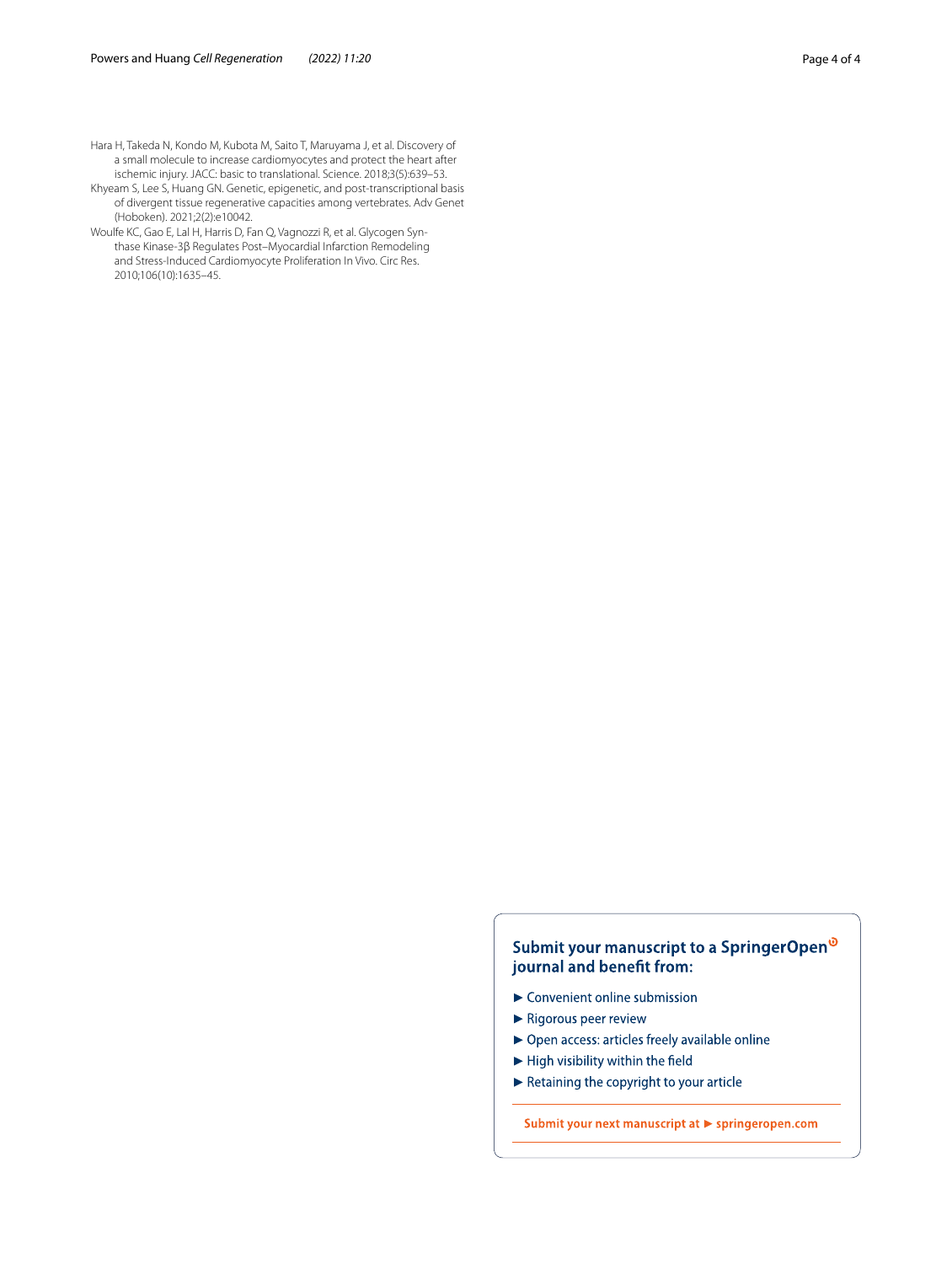Hara H, Takeda N, Kondo M, Kubota M, Saito T, Maruyama J, et al. Discovery of a small molecule to increase cardiomyocytes and protect the heart after ischemic injury. JACC: basic to translational. Science. 2018;3(5):639–53.

Khyeam S, Lee S, Huang GN. Genetic, epigenetic, and post-transcriptional basis of divergent tissue regenerative capacities among vertebrates. Adv Genet (Hoboken). 2021;2(2):e10042.

Woulfe KC, Gao E, Lal H, Harris D, Fan Q, Vagnozzi R, et al. Glycogen Synthase Kinase-3β Regulates Post–Myocardial Infarction Remodeling and Stress-Induced Cardiomyocyte Proliferation In Vivo. Circ Res. 2010;106(10):1635–45.

**Submit your manuscript to a SpringerOpen journal and benefit from:**

- ► Convenient online submission
- ► Rigorous peer review
- ► Open access: articles freely available online
- ► High visibility within the field
- ► Retaining the copyright to your article

**Submit your next manuscript at ► springeropen.com**